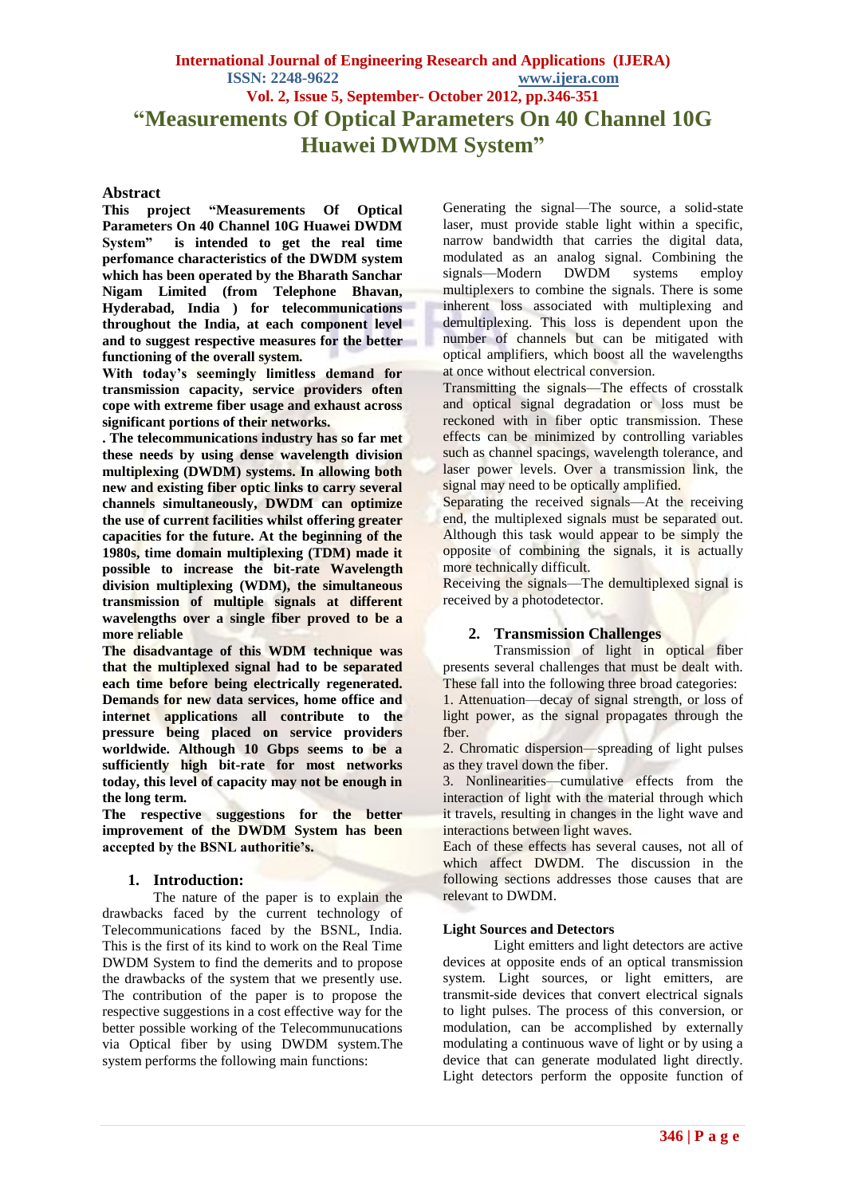# "Measurements Of Optical Parameters On 40 Channel 10G Huawei DWDM System"

## Abstract

**This project "Measurements Of Optical Parameters On 40 Channel 10G Huawei DWDM System" is intended to get the real time perfomance characteristics of the DWDM system which has been operated by the Bharath Sanchar Nigam Limited (from Telephone Bhavan, Hyderabad, India ) for telecommunications throughout the India, at each component level and to suggest respective measures for the better functioning of the overall system.**

**With today's seemingly limitless demand for transmission capacity, service providers often cope with extreme fiber usage and exhaust across significant portions of their networks.**

**. The telecommunications industry has so far met these needs by using dense wavelength division multiplexing (DWDM) systems. In allowing both new and existing fiber optic links to carry several channels simultaneously, DWDM can optimize the use of current facilities whilst offering greater capacities for the future. At the beginning of the 1980s, time domain multiplexing (TDM) made it possible to increase the bit-rate Wavelength division multiplexing (WDM), the simultaneous transmission of multiple signals at different wavelengths over a single fiber proved to be a more reliable**

**The disadvantage of this WDM technique was that the multiplexed signal had to be separated each time before being electrically regenerated. Demands for new data services, home office and internet applications all contribute to the pressure being placed on service providers worldwide. Although 10 Gbps seems to be a sufficiently high bit-rate for most networks today, this level of capacity may not be enough in the long term.**

**The respective suggestions for the better improvement of the DWDM System has been accepted by the BSNL authoritie's.**

## 1. Introduction:

The nature of the paper is to explain the drawbacks faced by the current technology of Telecommunications faced by the BSNL, India. This is the first of its kind to work on the Real Time DWDM System to find the demerits and to propose the drawbacks of the system that we presently use. The contribution of the paper is to propose the respective suggestions in a cost effective way for the better possible working of the Telecommunications via Optical fiber by using DWDM system.The system performs the following main functions:

Generating the signal—The source, a solid-state laser, must provide stable light within a specific, narrow bandwidth that carries the digital data, modulated as an analog signal. Combining the signals—Modern DWDM systems employ multiplexers to combine the signals. There is some inherent loss associated with multiplexing and demultiplexing. This loss is dependent upon the number of channels but can be mitigated with optical amplifiers, which boost all the wavelengths at once without electrical conversion.

Transmitting the signals—The effects of crosstalk and optical signal degradation or loss must be reckoned with in fiber optic transmission. These effects can be minimized by controlling variables such as channel spacings, wavelength tolerance, and laser power levels. Over a transmission link, the signal may need to be optically amplified.

Separating the received signals—At the receiving end, the multiplexed signals must be separated out. Although this task would appear to be simply the opposite of combining the signals, it is actually more technically difficult.

Receiving the signals—The demultiplexed signal is received by a photodetector.

## 2. Transmission Challenges

Transmission of light in optical fiber presents several challenges that must be dealt with. These fall into the following three broad categories:

1. Attenuation—decay of signal strength, or loss of light power, as the signal propagates through the fber.
2. Chromatic dispersion—spreading of light pulses as they travel down the fiber.
3. Nonlinearities—cumulative effects from the interaction of light with the material through which it travels, resulting in changes in the light wave and interactions between light waves.

Each of these effects has several causes, not all of which affect DWDM. The discussion in the following sections addresses those causes that are relevant to DWDM.

### Light Sources and Detectors

Light emitters and light detectors are active devices at opposite ends of an optical transmission system. Light sources, or light emitters, are transmit-side devices that convert electrical signals to light pulses. The process of this conversion, or modulation, can be accomplished by externally modulating a continuous wave of light or by using a device that can generate modulated light directly. Light detectors perform the opposite function of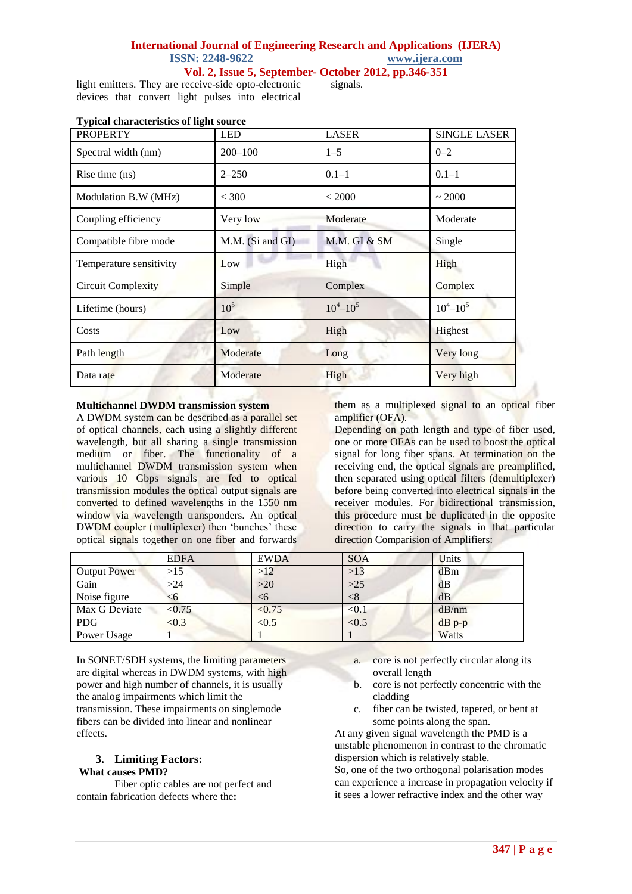light emitters. They are receive-side opto-electronic devices that convert light pulses into electrical signals.

**Typical characteristics of light source**

| PROPERTY | LED | LASER | SINGLE LASER |
|---|---|---|---|
| Spectral width (nm) | 200–100 | 1–5 | 0–2 |
| Rise time (ns) | 2–250 | 0.1–1 | 0.1–1 |
| Modulation B.W (MHz) | < 300 | < 2000 | ~ 2000 |
| Coupling efficiency | Very low | Moderate | Moderate |
| Compatible fibre mode | M.M. (Si and GI) | M.M. GI & SM | Single |
| Temperature sensitivity | Low | High | High |
| Circuit Complexity | Simple | Complex | Complex |
| Lifetime (hours) | $10^5$ | $10^4$–$10^5$ | $10^4$–$10^5$ |
| Costs | Low | High | Highest |
| Path length | Moderate | Long | Very long |
| Data rate | Moderate | High | Very high |

**Multichannel DWDM transmission system**

A DWDM system can be described as a parallel set of optical channels, each using a slightly different wavelength, but all sharing a single transmission medium or fiber. The functionality of a multichannel DWDM transmission system when various 10 Gbps signals are fed to optical transmission modules the optical output signals are converted to defined wavelengths in the 1550 nm window via wavelength transponders. An optical DWDM coupler (multiplexer) then 'bunches' these optical signals together on one fiber and forwards them as a multiplexed signal to an optical fiber amplifier (OFA).

Depending on path length and type of fiber used, one or more OFAs can be used to boost the optical signal for long fiber spans. At termination on the receiving end, the optical signals are preamplified, then separated using optical filters (demultiplexer) before being converted into electrical signals in the receiver modules. For bidirectional transmission, this procedure must be duplicated in the opposite direction to carry the signals in that particular direction Comparision of Amplifiers:

| | EDFA | EWDA | SOA | Units |
|---|---|---|---|---|
| Output Power | >15 | >12 | >13 | dBm |
| Gain | >24 | >20 | >25 | dB |
| Noise figure | <6 | <6 | <8 | dB |
| Max G Deviate | <0.75 | <0.75 | <0.1 | dB/nm |
| PDG | <0.3 | <0.5 | <0.5 | dB p-p |
| Power Usage | 1 | 1 | 1 | Watts |

In SONET/SDH systems, the limiting parameters are digital whereas in DWDM systems, with high power and high number of channels, it is usually the analog impairments which limit the transmission. These impairments on singlemode fibers can be divided into linear and nonlinear effects.

## 3. Limiting Factors:

**What causes PMD?**

Fiber optic cables are not perfect and contain fabrication defects where the**:**

a. core is not perfectly circular along its overall length
b. core is not perfectly concentric with the cladding
c. fiber can be twisted, tapered, or bent at some points along the span.

At any given signal wavelength the PMD is a unstable phenomenon in contrast to the chromatic dispersion which is relatively stable.

So, one of the two orthogonal polarisation modes can experience a increase in propagation velocity if it sees a lower refractive index and the other way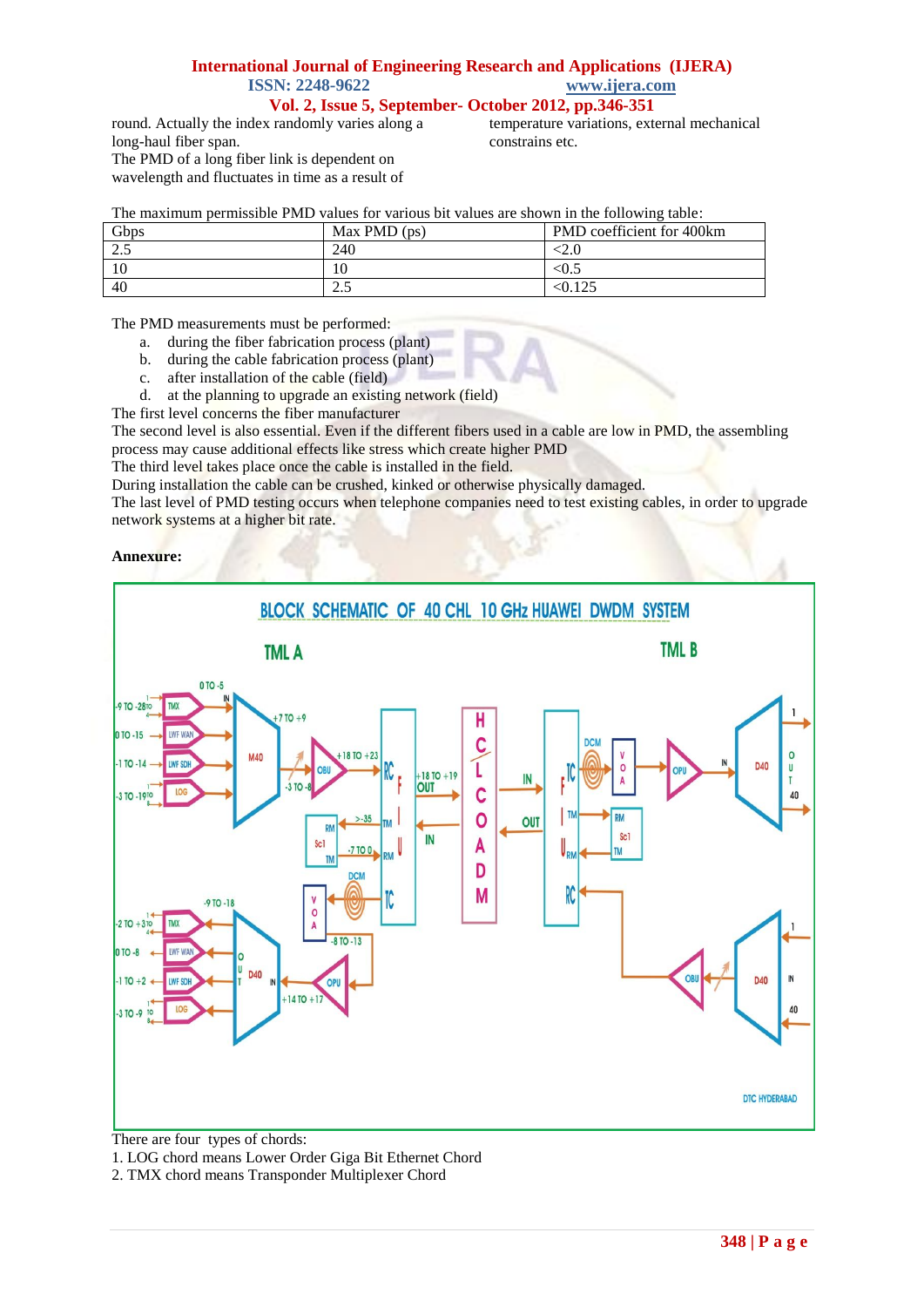round. Actually the index randomly varies along a long-haul fiber span.

The PMD of a long fiber link is dependent on wavelength and fluctuates in time as a result of temperature variations, external mechanical constrains etc.

The maximum permissible PMD values for various bit values are shown in the following table:

| Gbps | Max PMD (ps) | PMD coefficient for 400km |
|---|---|---|
| 2.5 | 240 | <2.0 |
| 10 | 10 | <0.5 |
| 40 | 2.5 | <0.125 |

The PMD measurements must be performed:

a. during the fiber fabrication process (plant)
b. during the cable fabrication process (plant)
c. after installation of the cable (field)
d. at the planning to upgrade an existing network (field)

The first level concerns the fiber manufacturer

The second level is also essential. Even if the different fibers used in a cable are low in PMD, the assembling process may cause additional effects like stress which create higher PMD

The third level takes place once the cable is installed in the field.

During installation the cable can be crushed, kinked or otherwise physically damaged.

The last level of PMD testing occurs when telephone companies need to test existing cables, in order to upgrade network systems at a higher bit rate.

**Annexure:**

BLOCK SCHEMATIC OF 40 CHL 10 GHz HUAWEI DWDM SYSTEM

There are four types of chords:

1. LOG chord means Lower Order Giga Bit Ethernet Chord
2. TMX chord means Transponder Multiplexer Chord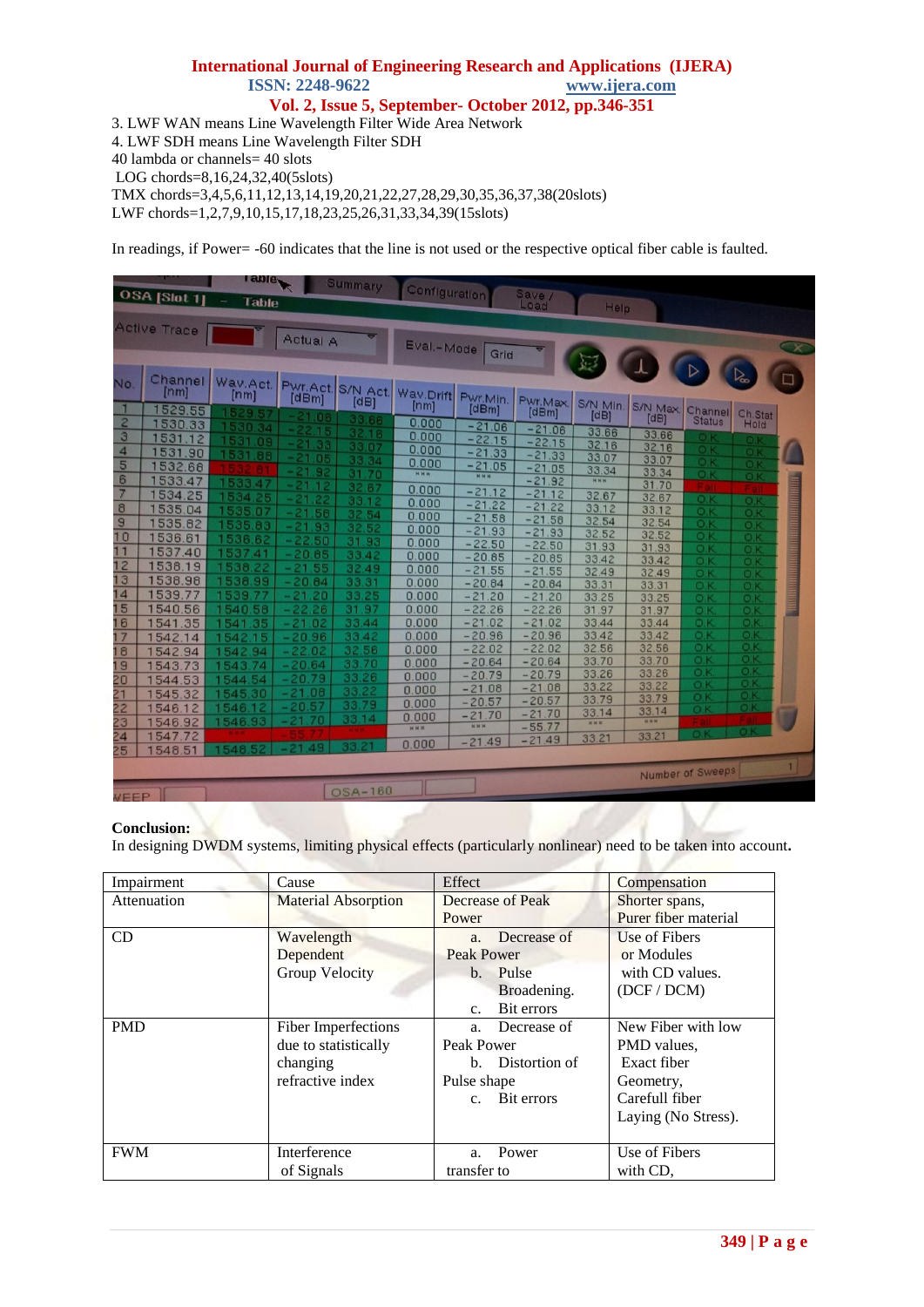3. LWF WAN means Line Wavelength Filter Wide Area Network

4. LWF SDH means Line Wavelength Filter SDH

40 lambda or channels= 40 slots

LOG chords=8,16,24,32,40(5slots)

TMX chords=3,4,5,6,11,12,13,14,19,20,21,22,27,28,29,30,35,36,37,38(20slots)

LWF chords=1,2,7,9,10,15,17,18,23,25,26,31,33,34,39(15slots)

In readings, if Power= -60 indicates that the line is not used or the respective optical fiber cable is faulted.

**Conclusion:**

In designing DWDM systems, limiting physical effects (particularly nonlinear) need to be taken into account**.**

| Impairment | Cause | Effect | Compensation |
|---|---|---|---|
| Attenuation | Material Absorption | Decrease of Peak Power | Shorter spans, Purer fiber material |
| CD | Wavelength Dependent Group Velocity | a. Decrease of Peak Power<br>b. Pulse Broadening.<br>c. Bit errors | Use of Fibers or Modules with CD values. (DCF / DCM) |
| PMD | Fiber Imperfections due to statistically changing refractive index | a. Decrease of Peak Power<br>b. Distortion of Pulse shape<br>c. Bit errors | New Fiber with low PMD values, Exact fiber Geometry, Carefull fiber Laying (No Stress). |
| FWM | Interference of Signals | a. Power transfer to | Use of Fibers with CD, |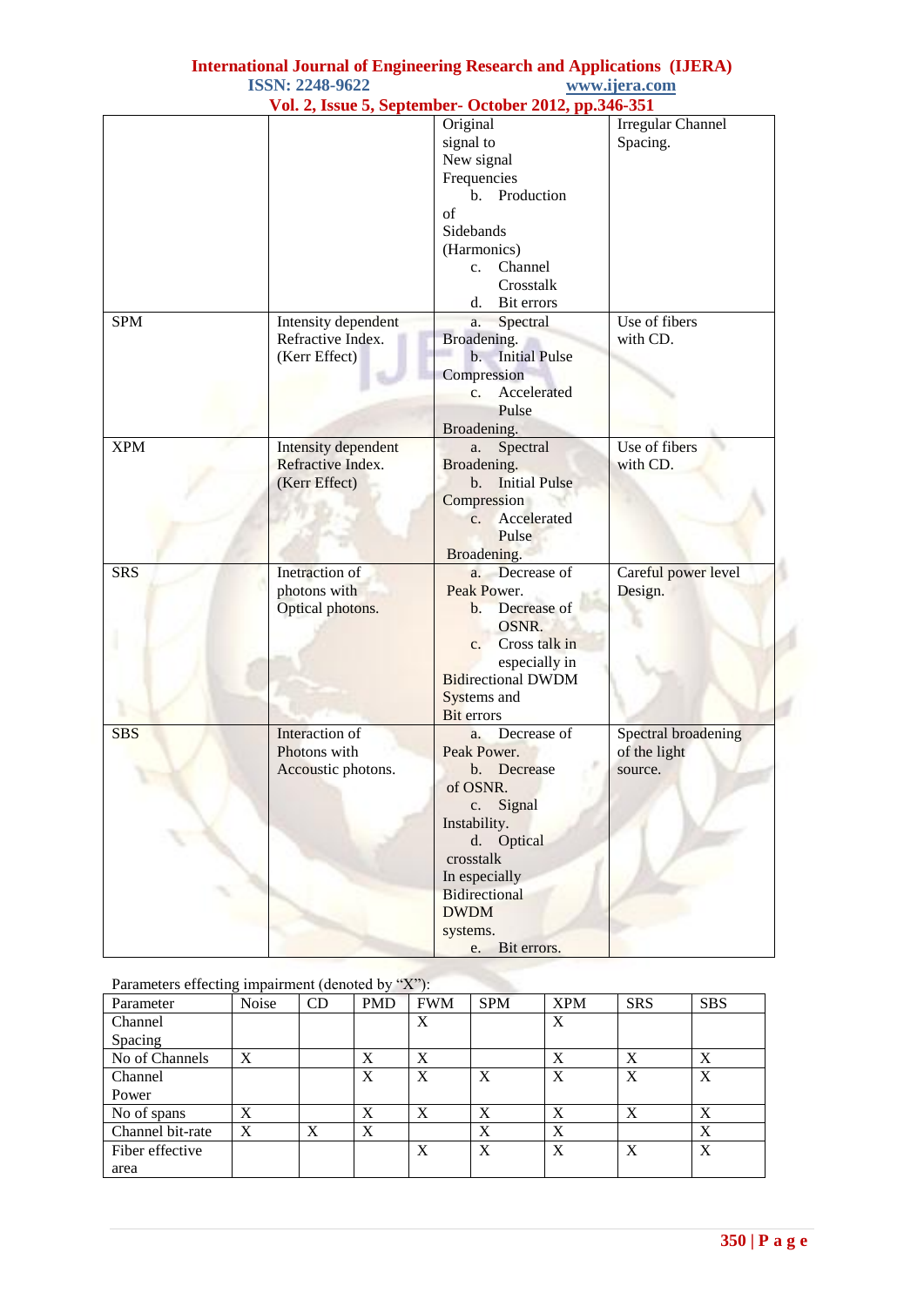| | | Original signal to New signal Frequencies<br>b. Production of Sidebands (Harmonics)<br>c. Channel Crosstalk<br>d. Bit errors | Irregular Channel Spacing. |
|---|---|---|---|
| SPM | Intensity dependent Refractive Index. (Kerr Effect) | a. Spectral Broadening.<br>b. Initial Pulse Compression<br>c. Accelerated Pulse Broadening. | Use of fibers with CD. |
| XPM | Intensity dependent Refractive Index. (Kerr Effect) | a. Spectral Broadening.<br>b. Initial Pulse Compression<br>c. Accelerated Pulse Broadening. | Use of fibers with CD. |
| SRS | Inetraction of photons with Optical photons. | a. Decrease of Peak Power.<br>b. Decrease of OSNR.<br>c. Cross talk in especially in Bidirectional DWDM Systems and Bit errors | Careful power level Design. |
| SBS | Interaction of Photons with Accoustic photons. | a. Decrease of Peak Power.<br>b. Decrease of OSNR.<br>c. Signal Instability.<br>d. Optical crosstalk In especially Bidirectional DWDM systems.<br>e. Bit errors. | Spectral broadening of the light source. |

Parameters effecting impairment (denoted by "X"):

| Parameter | Noise | CD | PMD | FWM | SPM | XPM | SRS | SBS |
|---|---|---|---|---|---|---|---|---|
| Channel Spacing | | | | X | | X | | |
| No of Channels | X | | X | X | | X | X | X |
| Channel Power | | | X | X | X | X | X | X |
| No of spans | X | | X | X | X | X | X | X |
| Channel bit-rate | X | X | X | | X | X | | X |
| Fiber effective area | | | | X | X | X | X | X |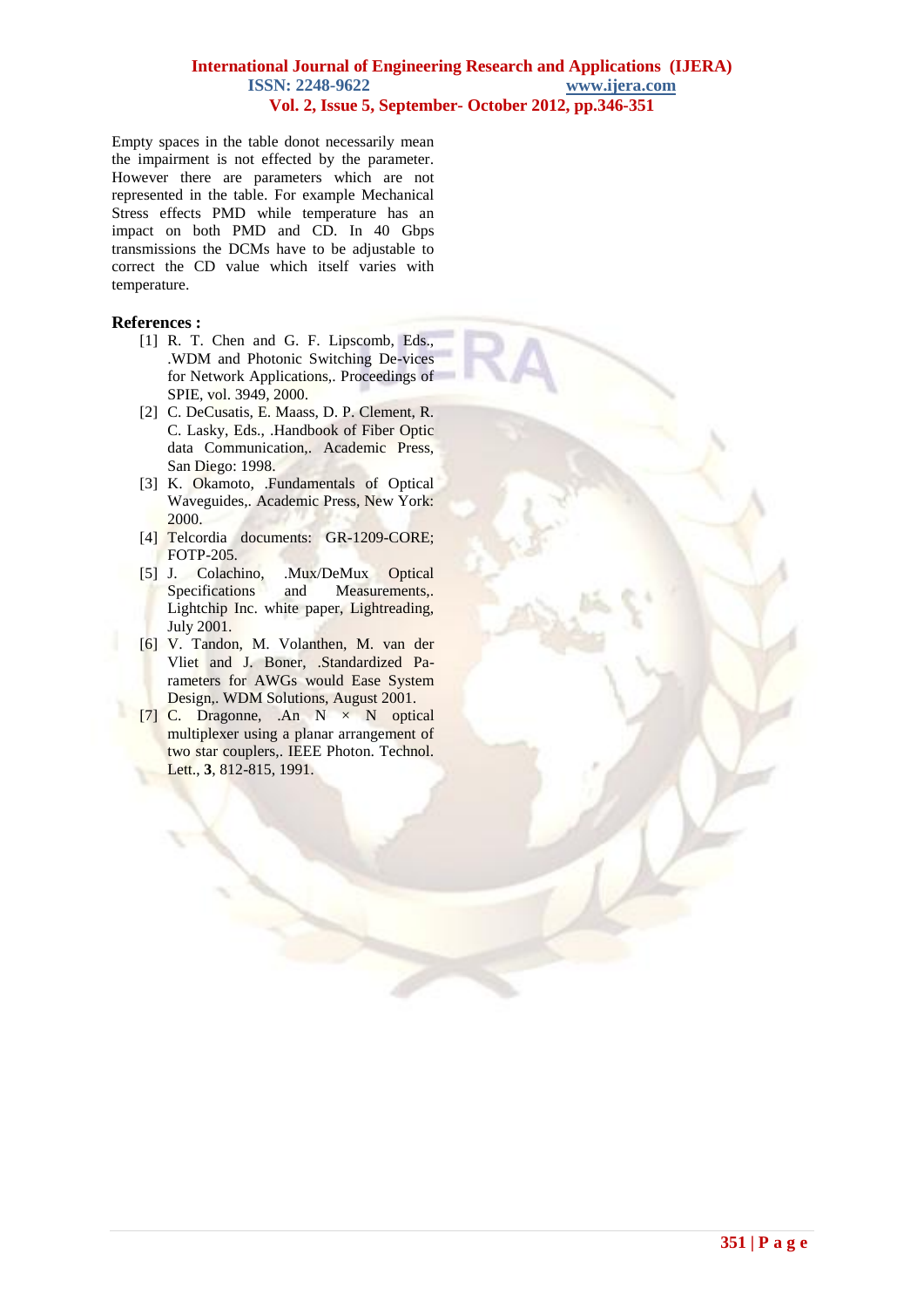Empty spaces in the table donot necessarily mean the impairment is not effected by the parameter. However there are parameters which are not represented in the table. For example Mechanical Stress effects PMD while temperature has an impact on both PMD and CD. In 40 Gbps transmissions the DCMs have to be adjustable to correct the CD value which itself varies with temperature.

## References :

[1] R. T. Chen and G. F. Lipscomb, Eds., .WDM and Photonic Switching De-vices for Network Applications,. Proceedings of SPIE, vol. 3949, 2000.

[2] C. DeCusatis, E. Maass, D. P. Clement, R. C. Lasky, Eds., .Handbook of Fiber Optic data Communication,. Academic Press, San Diego: 1998.

[3] K. Okamoto, .Fundamentals of Optical Waveguides,. Academic Press, New York: 2000.

[4] Telcordia documents: GR-1209-CORE; FOTP-205.

[5] J. Colachino, .Mux/DeMux Optical Specifications and Measurements,. Lightchip Inc. white paper, Lightreading, July 2001.

[6] V. Tandon, M. Volanthen, M. van der Vliet and J. Boner, .Standardized Pa-rameters for AWGs would Ease System Design,. WDM Solutions, August 2001.

[7] C. Dragonne, .An N × N optical multiplexer using a planar arrangement of two star couplers,. IEEE Photon. Technol. Lett., **3**, 812-815, 1991.